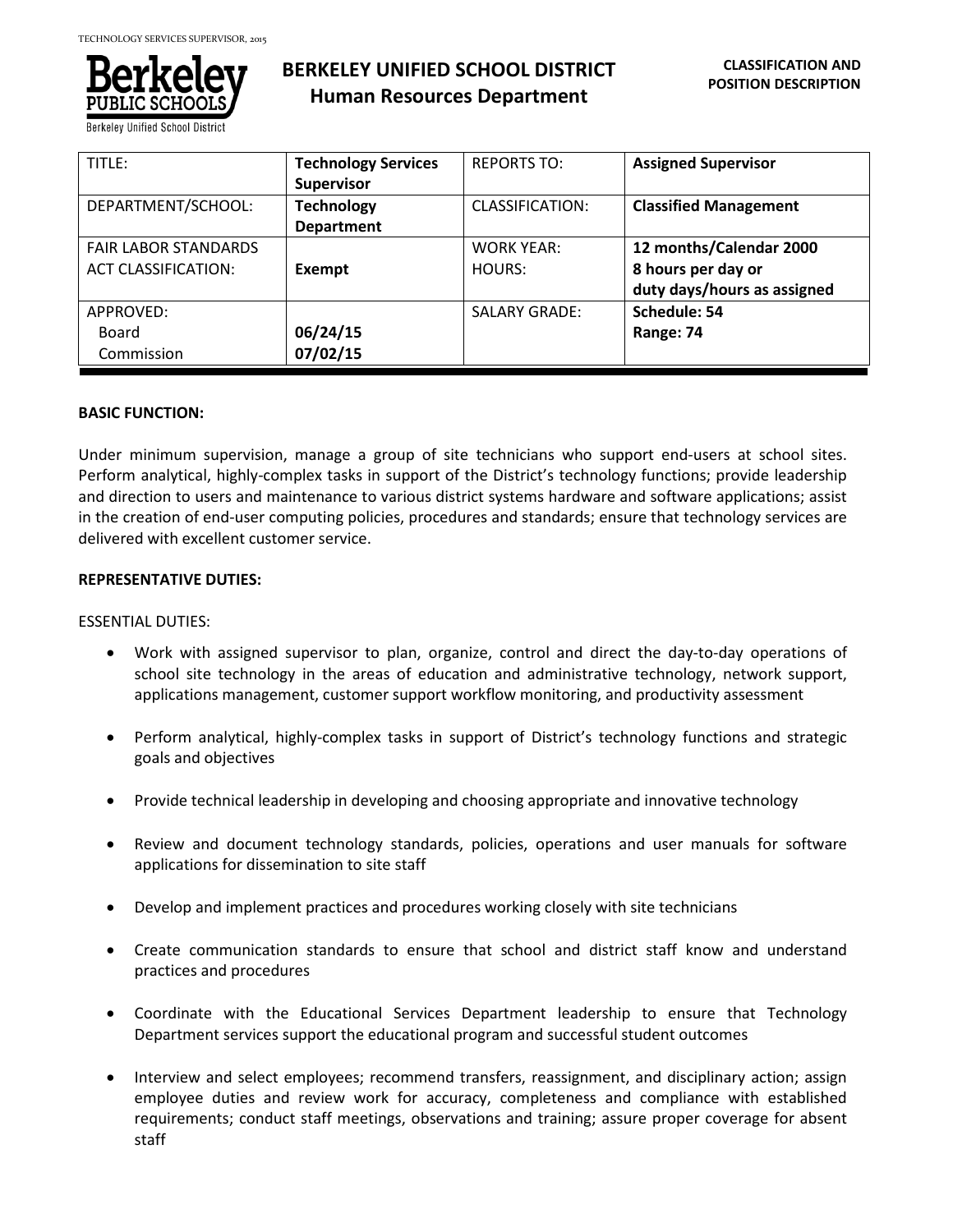**BERKELEY UNIFIED SCHOOL DISTRICT**
**Human Resources Department**

**CLASSIFICATION AND POSITION DESCRIPTION**

| TITLE: | **Technology Services Supervisor** | REPORTS TO: | **Assigned Supervisor** |
|---|---|---|---|
| DEPARTMENT/SCHOOL: | **Technology Department** | CLASSIFICATION: | **Classified Management** |
| FAIR LABOR STANDARDS ACT CLASSIFICATION: | **Exempt** | WORK YEAR: HOURS: | **12 months/Calendar 2000 8 hours per day or duty days/hours as assigned** |
| APPROVED: Board Commission | **06/24/15 07/02/15** | SALARY GRADE: | **Schedule: 54 Range: 74** |

**BASIC FUNCTION:**

Under minimum supervision, manage a group of site technicians who support end-users at school sites. Perform analytical, highly-complex tasks in support of the District's technology functions; provide leadership and direction to users and maintenance to various district systems hardware and software applications; assist in the creation of end-user computing policies, procedures and standards; ensure that technology services are delivered with excellent customer service.

**REPRESENTATIVE DUTIES:**

ESSENTIAL DUTIES:

- Work with assigned supervisor to plan, organize, control and direct the day-to-day operations of school site technology in the areas of education and administrative technology, network support, applications management, customer support workflow monitoring, and productivity assessment
- Perform analytical, highly-complex tasks in support of District's technology functions and strategic goals and objectives
- Provide technical leadership in developing and choosing appropriate and innovative technology
- Review and document technology standards, policies, operations and user manuals for software applications for dissemination to site staff
- Develop and implement practices and procedures working closely with site technicians
- Create communication standards to ensure that school and district staff know and understand practices and procedures
- Coordinate with the Educational Services Department leadership to ensure that Technology Department services support the educational program and successful student outcomes
- Interview and select employees; recommend transfers, reassignment, and disciplinary action; assign employee duties and review work for accuracy, completeness and compliance with established requirements; conduct staff meetings, observations and training; assure proper coverage for absent staff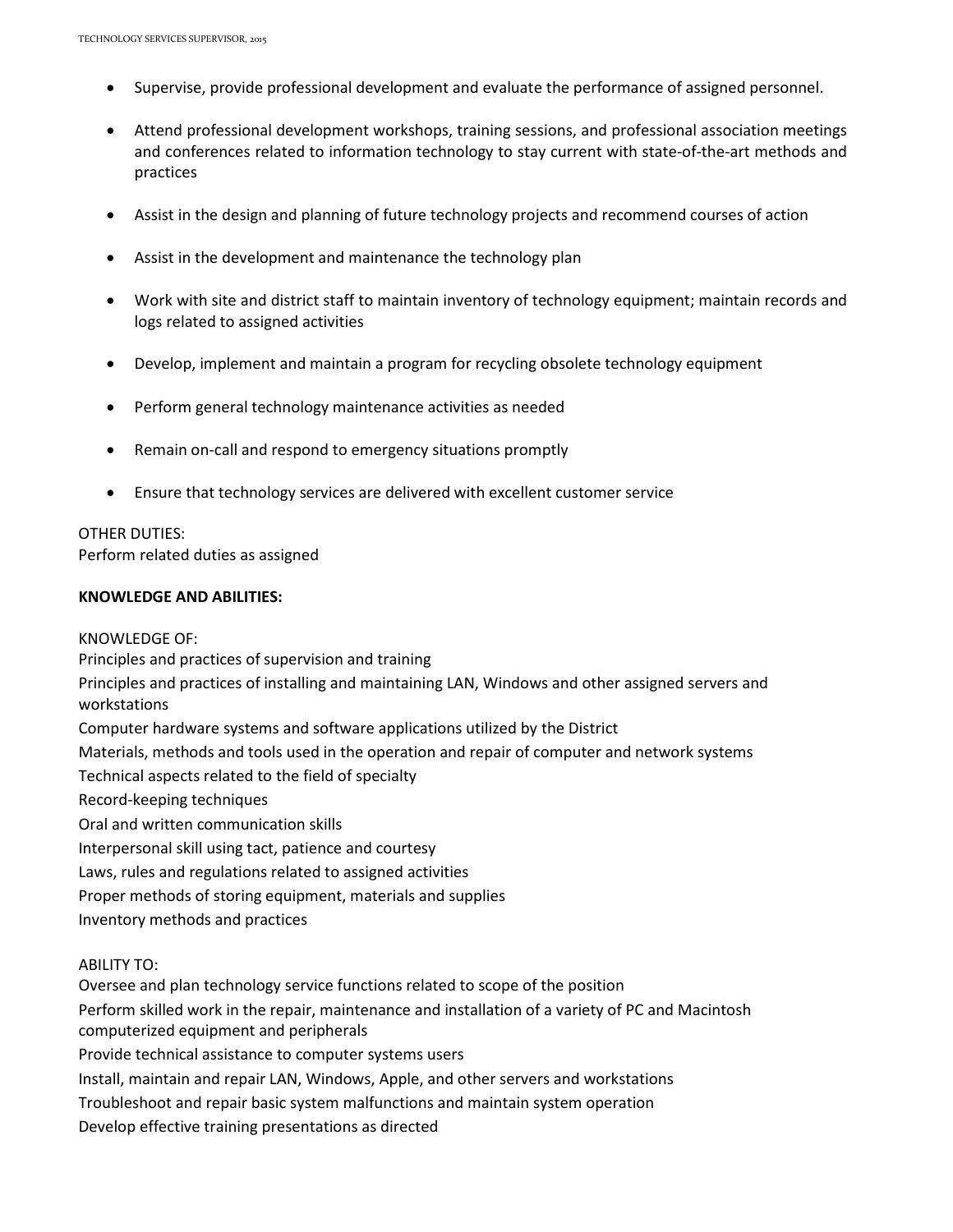- Supervise, provide professional development and evaluate the performance of assigned personnel.
- Attend professional development workshops, training sessions, and professional association meetings and conferences related to information technology to stay current with state-of-the-art methods and practices
- Assist in the design and planning of future technology projects and recommend courses of action
- Assist in the development and maintenance the technology plan
- Work with site and district staff to maintain inventory of technology equipment; maintain records and logs related to assigned activities
- Develop, implement and maintain a program for recycling obsolete technology equipment
- Perform general technology maintenance activities as needed
- Remain on-call and respond to emergency situations promptly
- Ensure that technology services are delivered with excellent customer service

OTHER DUTIES:
Perform related duties as assigned

**KNOWLEDGE AND ABILITIES:**

KNOWLEDGE OF:
Principles and practices of supervision and training
Principles and practices of installing and maintaining LAN, Windows and other assigned servers and workstations
Computer hardware systems and software applications utilized by the District
Materials, methods and tools used in the operation and repair of computer and network systems
Technical aspects related to the field of specialty
Record-keeping techniques
Oral and written communication skills
Interpersonal skill using tact, patience and courtesy
Laws, rules and regulations related to assigned activities
Proper methods of storing equipment, materials and supplies
Inventory methods and practices

ABILITY TO:
Oversee and plan technology service functions related to scope of the position
Perform skilled work in the repair, maintenance and installation of a variety of PC and Macintosh computerized equipment and peripherals
Provide technical assistance to computer systems users
Install, maintain and repair LAN, Windows, Apple, and other servers and workstations
Troubleshoot and repair basic system malfunctions and maintain system operation
Develop effective training presentations as directed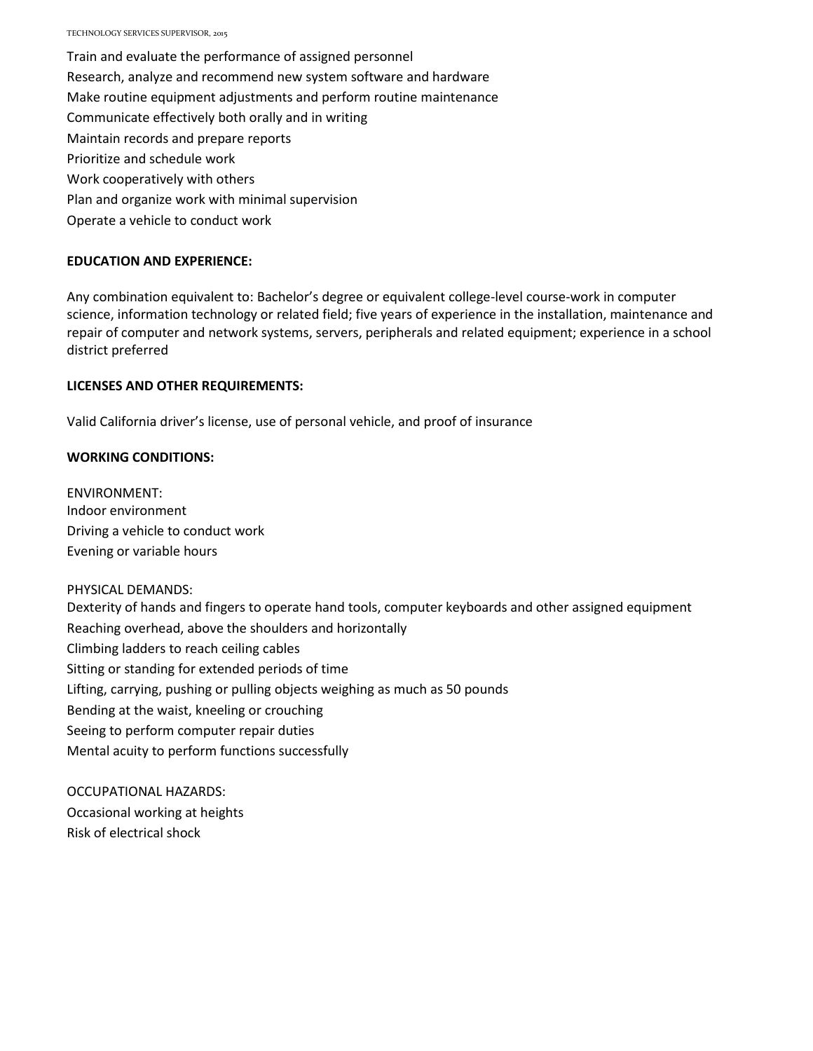Train and evaluate the performance of assigned personnel
Research, analyze and recommend new system software and hardware
Make routine equipment adjustments and perform routine maintenance
Communicate effectively both orally and in writing
Maintain records and prepare reports
Prioritize and schedule work
Work cooperatively with others
Plan and organize work with minimal supervision
Operate a vehicle to conduct work

**EDUCATION AND EXPERIENCE:**

Any combination equivalent to: Bachelor's degree or equivalent college-level course-work in computer science, information technology or related field; five years of experience in the installation, maintenance and repair of computer and network systems, servers, peripherals and related equipment; experience in a school district preferred

**LICENSES AND OTHER REQUIREMENTS:**

Valid California driver's license, use of personal vehicle, and proof of insurance

**WORKING CONDITIONS:**

ENVIRONMENT:
Indoor environment
Driving a vehicle to conduct work
Evening or variable hours

PHYSICAL DEMANDS:
Dexterity of hands and fingers to operate hand tools, computer keyboards and other assigned equipment
Reaching overhead, above the shoulders and horizontally
Climbing ladders to reach ceiling cables
Sitting or standing for extended periods of time
Lifting, carrying, pushing or pulling objects weighing as much as 50 pounds
Bending at the waist, kneeling or crouching
Seeing to perform computer repair duties
Mental acuity to perform functions successfully

OCCUPATIONAL HAZARDS:
Occasional working at heights
Risk of electrical shock